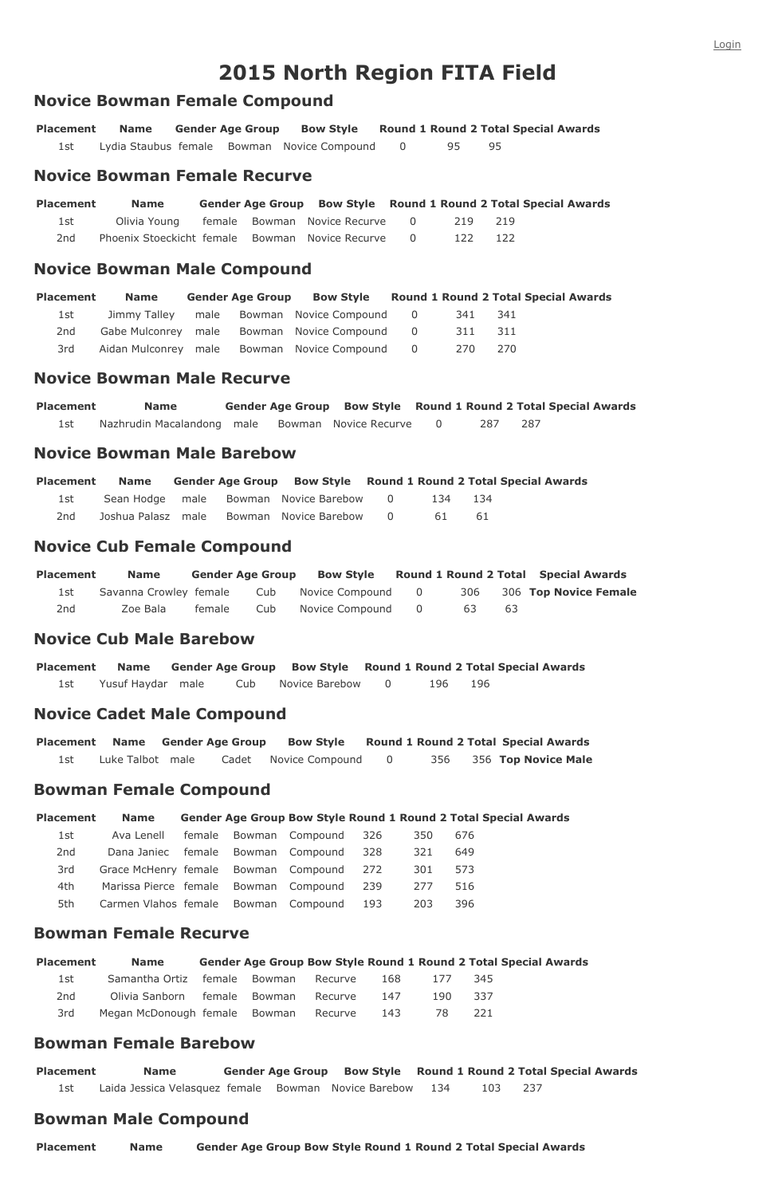# 2015 North Region FITA Field

## Novice Bowman Female Compound

| Placement | Name | Gender | Age Group | Bow Style | Round 1 | Round 2 | Total | Special Awards |
|---|---|---|---|---|---|---|---|---|
| 1st | Lydia Staubus | female | Bowman | Novice Compound | 0 | 95 | 95 | |

## Novice Bowman Female Recurve

| Placement | Name | Gender | Age Group | Bow Style | Round 1 | Round 2 | Total | Special Awards |
|---|---|---|---|---|---|---|---|---|
| 1st | Olivia Young | female | Bowman | Novice Recurve | 0 | 219 | 219 | |
| 2nd | Phoenix Stoeckicht | female | Bowman | Novice Recurve | 0 | 122 | 122 | |

## Novice Bowman Male Compound

| Placement | Name | Gender | Age Group | Bow Style | Round 1 | Round 2 | Total | Special Awards |
|---|---|---|---|---|---|---|---|---|
| 1st | Jimmy Talley | male | Bowman | Novice Compound | 0 | 341 | 341 | |
| 2nd | Gabe Mulconrey | male | Bowman | Novice Compound | 0 | 311 | 311 | |
| 3rd | Aidan Mulconrey | male | Bowman | Novice Compound | 0 | 270 | 270 | |

## Novice Bowman Male Recurve

| Placement | Name | Gender | Age Group | Bow Style | Round 1 | Round 2 | Total | Special Awards |
|---|---|---|---|---|---|---|---|---|
| 1st | Nazhrudin Macalandong | male | Bowman | Novice Recurve | 0 | 287 | 287 | |

## Novice Bowman Male Barebow

| Placement | Name | Gender | Age Group | Bow Style | Round 1 | Round 2 | Total | Special Awards |
|---|---|---|---|---|---|---|---|---|
| 1st | Sean Hodge | male | Bowman | Novice Barebow | 0 | 134 | 134 | |
| 2nd | Joshua Palasz | male | Bowman | Novice Barebow | 0 | 61 | 61 | |

## Novice Cub Female Compound

| Placement | Name | Gender | Age Group | Bow Style | Round 1 | Round 2 | Total | Special Awards |
|---|---|---|---|---|---|---|---|---|
| 1st | Savanna Crowley | female | Cub | Novice Compound | 0 | 306 | 306 | **Top Novice Female** |
| 2nd | Zoe Bala | female | Cub | Novice Compound | 0 | 63 | 63 | |

## Novice Cub Male Barebow

| Placement | Name | Gender | Age Group | Bow Style | Round 1 | Round 2 | Total | Special Awards |
|---|---|---|---|---|---|---|---|---|
| 1st | Yusuf Haydar | male | Cub | Novice Barebow | 0 | 196 | 196 | |

## Novice Cadet Male Compound

| Placement | Name | Gender | Age Group | Bow Style | Round 1 | Round 2 | Total | Special Awards |
|---|---|---|---|---|---|---|---|---|
| 1st | Luke Talbot | male | Cadet | Novice Compound | 0 | 356 | 356 | **Top Novice Male** |

## Bowman Female Compound

| Placement | Name | Gender | Age Group | Bow Style | Round 1 | Round 2 | Total | Special Awards |
|---|---|---|---|---|---|---|---|---|
| 1st | Ava Lenell | female | Bowman | Compound | 326 | 350 | 676 | |
| 2nd | Dana Janiec | female | Bowman | Compound | 328 | 321 | 649 | |
| 3rd | Grace McHenry | female | Bowman | Compound | 272 | 301 | 573 | |
| 4th | Marissa Pierce | female | Bowman | Compound | 239 | 277 | 516 | |
| 5th | Carmen Vlahos | female | Bowman | Compound | 193 | 203 | 396 | |

## Bowman Female Recurve

| Placement | Name | Gender | Age Group | Bow Style | Round 1 | Round 2 | Total | Special Awards |
|---|---|---|---|---|---|---|---|---|
| 1st | Samantha Ortiz | female | Bowman | Recurve | 168 | 177 | 345 | |
| 2nd | Olivia Sanborn | female | Bowman | Recurve | 147 | 190 | 337 | |
| 3rd | Megan McDonough | female | Bowman | Recurve | 143 | 78 | 221 | |

## Bowman Female Barebow

| Placement | Name | Gender | Age Group | Bow Style | Round 1 | Round 2 | Total | Special Awards |
|---|---|---|---|---|---|---|---|---|
| 1st | Laida Jessica Velasquez | female | Bowman | Novice Barebow | 134 | 103 | 237 | |

## Bowman Male Compound

| Placement | Name | Gender | Age Group | Bow Style | Round 1 | Round 2 | Total | Special Awards |
|---|---|---|---|---|---|---|---|---|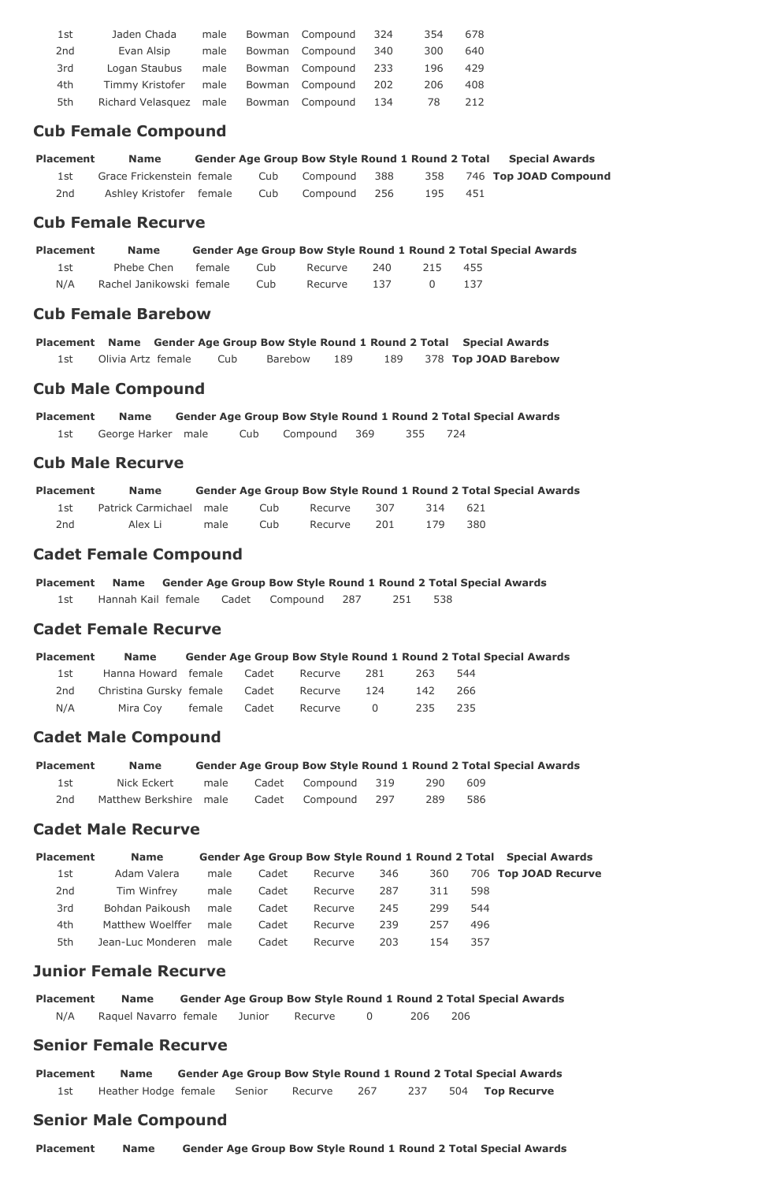| | | | | | | | |
|---|---|---|---|---|---|---|---|
| 1st | Jaden Chada | male | Bowman | Compound | 324 | 354 | 678 |
| 2nd | Evan Alsip | male | Bowman | Compound | 340 | 300 | 640 |
| 3rd | Logan Staubus | male | Bowman | Compound | 233 | 196 | 429 |
| 4th | Timmy Kristofer | male | Bowman | Compound | 202 | 206 | 408 |
| 5th | Richard Velasquez | male | Bowman | Compound | 134 | 78 | 212 |

## Cub Female Compound

| Placement | Name | Gender | Age Group | Bow Style | Round 1 | Round 2 | Total | Special Awards |
|---|---|---|---|---|---|---|---|---|
| 1st | Grace Frickenstein | female | Cub | Compound | 388 | 358 | 746 | **Top JOAD Compound** |
| 2nd | Ashley Kristofer | female | Cub | Compound | 256 | 195 | 451 | |

## Cub Female Recurve

| Placement | Name | Gender | Age Group | Bow Style | Round 1 | Round 2 | Total | Special Awards |
|---|---|---|---|---|---|---|---|---|
| 1st | Phebe Chen | female | Cub | Recurve | 240 | 215 | 455 | |
| N/A | Rachel Janikowski | female | Cub | Recurve | 137 | 0 | 137 | |

## Cub Female Barebow

| Placement | Name | Gender | Age Group | Bow Style | Round 1 | Round 2 | Total | Special Awards |
|---|---|---|---|---|---|---|---|---|
| 1st | Olivia Artz | female | Cub | Barebow | 189 | 189 | 378 | **Top JOAD Barebow** |

## Cub Male Compound

| Placement | Name | Gender | Age Group | Bow Style | Round 1 | Round 2 | Total | Special Awards |
|---|---|---|---|---|---|---|---|---|
| 1st | George Harker | male | Cub | Compound | 369 | 355 | 724 | |

## Cub Male Recurve

| Placement | Name | Gender | Age Group | Bow Style | Round 1 | Round 2 | Total | Special Awards |
|---|---|---|---|---|---|---|---|---|
| 1st | Patrick Carmichael | male | Cub | Recurve | 307 | 314 | 621 | |
| 2nd | Alex Li | male | Cub | Recurve | 201 | 179 | 380 | |

## Cadet Female Compound

| Placement | Name | Gender | Age Group | Bow Style | Round 1 | Round 2 | Total | Special Awards |
|---|---|---|---|---|---|---|---|---|
| 1st | Hannah Kail | female | Cadet | Compound | 287 | 251 | 538 | |

## Cadet Female Recurve

| Placement | Name | Gender | Age Group | Bow Style | Round 1 | Round 2 | Total | Special Awards |
|---|---|---|---|---|---|---|---|---|
| 1st | Hanna Howard | female | Cadet | Recurve | 281 | 263 | 544 | |
| 2nd | Christina Gursky | female | Cadet | Recurve | 124 | 142 | 266 | |
| N/A | Mira Coy | female | Cadet | Recurve | 0 | 235 | 235 | |

## Cadet Male Compound

| Placement | Name | Gender | Age Group | Bow Style | Round 1 | Round 2 | Total | Special Awards |
|---|---|---|---|---|---|---|---|---|
| 1st | Nick Eckert | male | Cadet | Compound | 319 | 290 | 609 | |
| 2nd | Matthew Berkshire | male | Cadet | Compound | 297 | 289 | 586 | |

## Cadet Male Recurve

| Placement | Name | Gender | Age Group | Bow Style | Round 1 | Round 2 | Total | Special Awards |
|---|---|---|---|---|---|---|---|---|
| 1st | Adam Valera | male | Cadet | Recurve | 346 | 360 | 706 | **Top JOAD Recurve** |
| 2nd | Tim Winfrey | male | Cadet | Recurve | 287 | 311 | 598 | |
| 3rd | Bohdan Paikoush | male | Cadet | Recurve | 245 | 299 | 544 | |
| 4th | Matthew Woelffer | male | Cadet | Recurve | 239 | 257 | 496 | |
| 5th | Jean-Luc Monderen | male | Cadet | Recurve | 203 | 154 | 357 | |

## Junior Female Recurve

| Placement | Name | Gender | Age Group | Bow Style | Round 1 | Round 2 | Total | Special Awards |
|---|---|---|---|---|---|---|---|---|
| N/A | Raquel Navarro | female | Junior | Recurve | 0 | 206 | 206 | |

## Senior Female Recurve

| Placement | Name | Gender | Age Group | Bow Style | Round 1 | Round 2 | Total | Special Awards |
|---|---|---|---|---|---|---|---|---|
| 1st | Heather Hodge | female | Senior | Recurve | 267 | 237 | 504 | **Top Recurve** |

## Senior Male Compound

| Placement | Name | Gender | Age Group | Bow Style | Round 1 | Round 2 | Total | Special Awards |
|---|---|---|---|---|---|---|---|---|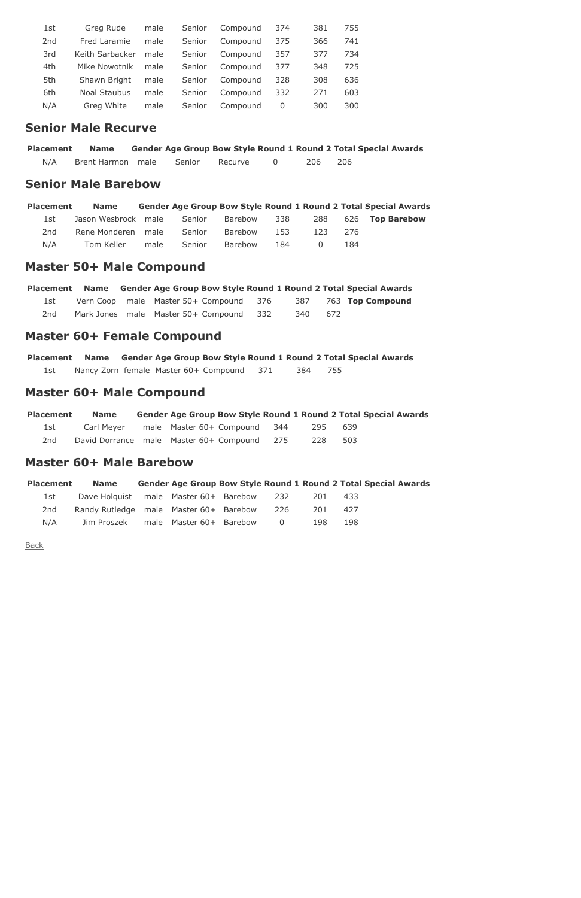| | | | | | | | | |
|---|---|---|---|---|---|---|---|---|
| 1st | Greg Rude | male | Senior | Compound | 374 | 381 | 755 | |
| 2nd | Fred Laramie | male | Senior | Compound | 375 | 366 | 741 | |
| 3rd | Keith Sarbacker | male | Senior | Compound | 357 | 377 | 734 | |
| 4th | Mike Nowotnik | male | Senior | Compound | 377 | 348 | 725 | |
| 5th | Shawn Bright | male | Senior | Compound | 328 | 308 | 636 | |
| 6th | Noal Staubus | male | Senior | Compound | 332 | 271 | 603 | |
| N/A | Greg White | male | Senior | Compound | 0 | 300 | 300 | |

## Senior Male Recurve

| Placement | Name | Gender | Age Group | Bow Style | Round 1 | Round 2 | Total | Special Awards |
|---|---|---|---|---|---|---|---|---|
| N/A | Brent Harmon | male | Senior | Recurve | 0 | 206 | 206 | |

## Senior Male Barebow

| Placement | Name | Gender | Age Group | Bow Style | Round 1 | Round 2 | Total | Special Awards |
|---|---|---|---|---|---|---|---|---|
| 1st | Jason Wesbrock | male | Senior | Barebow | 338 | 288 | 626 | **Top Barebow** |
| 2nd | Rene Monderen | male | Senior | Barebow | 153 | 123 | 276 | |
| N/A | Tom Keller | male | Senior | Barebow | 184 | 0 | 184 | |

## Master 50+ Male Compound

| Placement | Name | Gender | Age Group | Bow Style | Round 1 | Round 2 | Total | Special Awards |
|---|---|---|---|---|---|---|---|---|
| 1st | Vern Coop | male | Master 50+ | Compound | 376 | 387 | 763 | **Top Compound** |
| 2nd | Mark Jones | male | Master 50+ | Compound | 332 | 340 | 672 | |

## Master 60+ Female Compound

| Placement | Name | Gender | Age Group | Bow Style | Round 1 | Round 2 | Total | Special Awards |
|---|---|---|---|---|---|---|---|---|
| 1st | Nancy Zorn | female | Master 60+ | Compound | 371 | 384 | 755 | |

## Master 60+ Male Compound

| Placement | Name | Gender | Age Group | Bow Style | Round 1 | Round 2 | Total | Special Awards |
|---|---|---|---|---|---|---|---|---|
| 1st | Carl Meyer | male | Master 60+ | Compound | 344 | 295 | 639 | |
| 2nd | David Dorrance | male | Master 60+ | Compound | 275 | 228 | 503 | |

## Master 60+ Male Barebow

| Placement | Name | Gender | Age Group | Bow Style | Round 1 | Round 2 | Total | Special Awards |
|---|---|---|---|---|---|---|---|---|
| 1st | Dave Holquist | male | Master 60+ | Barebow | 232 | 201 | 433 | |
| 2nd | Randy Rutledge | male | Master 60+ | Barebow | 226 | 201 | 427 | |
| N/A | Jim Proszek | male | Master 60+ | Barebow | 0 | 198 | 198 | |

Back